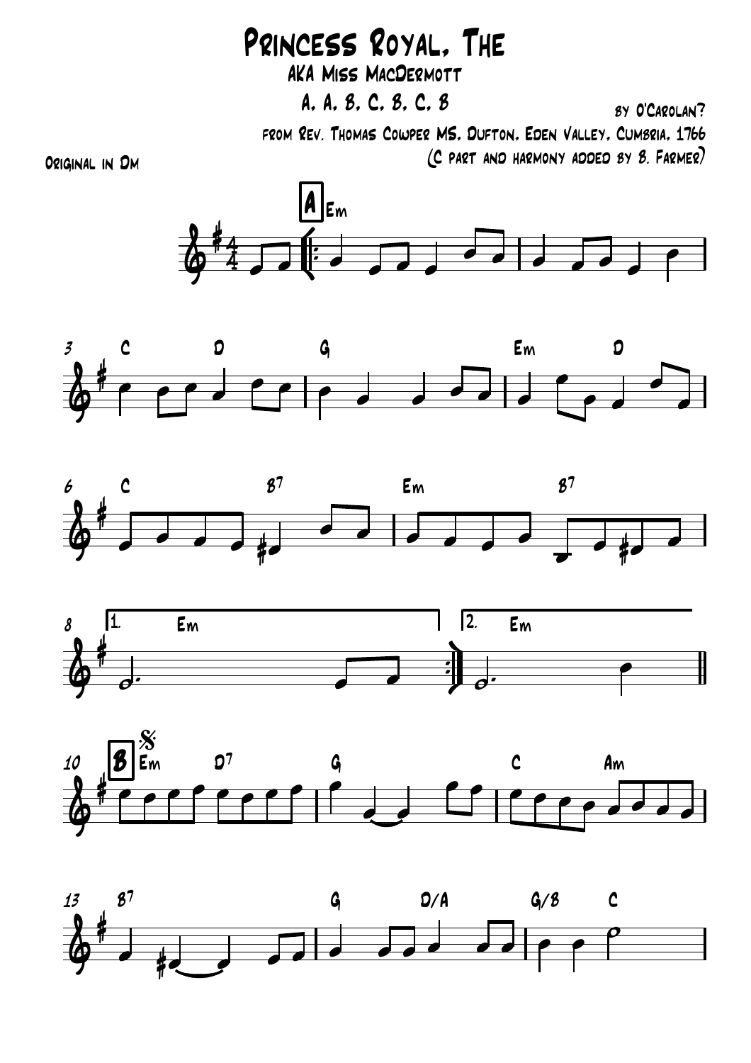# Princess Royal, The

## AKA Miss MacDermott

A, A, B, C, B, C, B

by O'Carolan?

from Rev. Thomas Cowper MS, Dufton, Eden Valley, Cumbria, 1766

(C part and harmony added by B. Farmer)

Original in Dm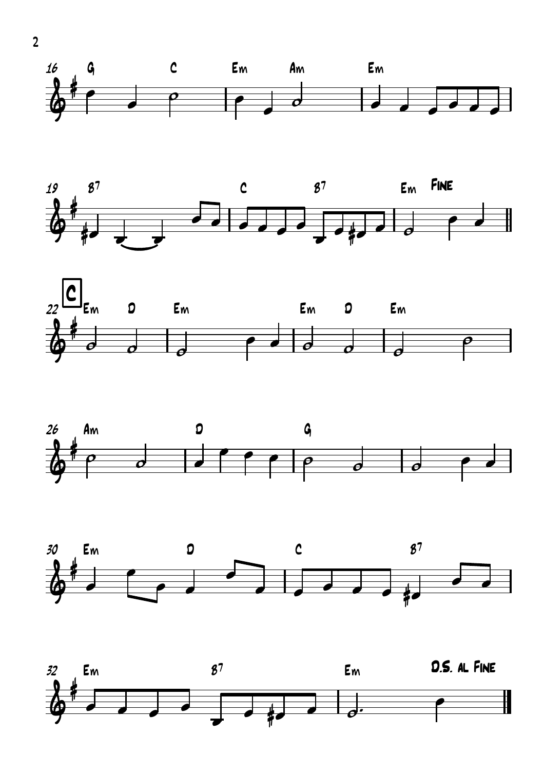16 G C Em Am Em

19 B7 C B7 Em **Fine**

**C**

22 Em D Em Em D Em

26 Am D G

30 Em D C B7

32 Em B7 Em **D.S. al Fine**